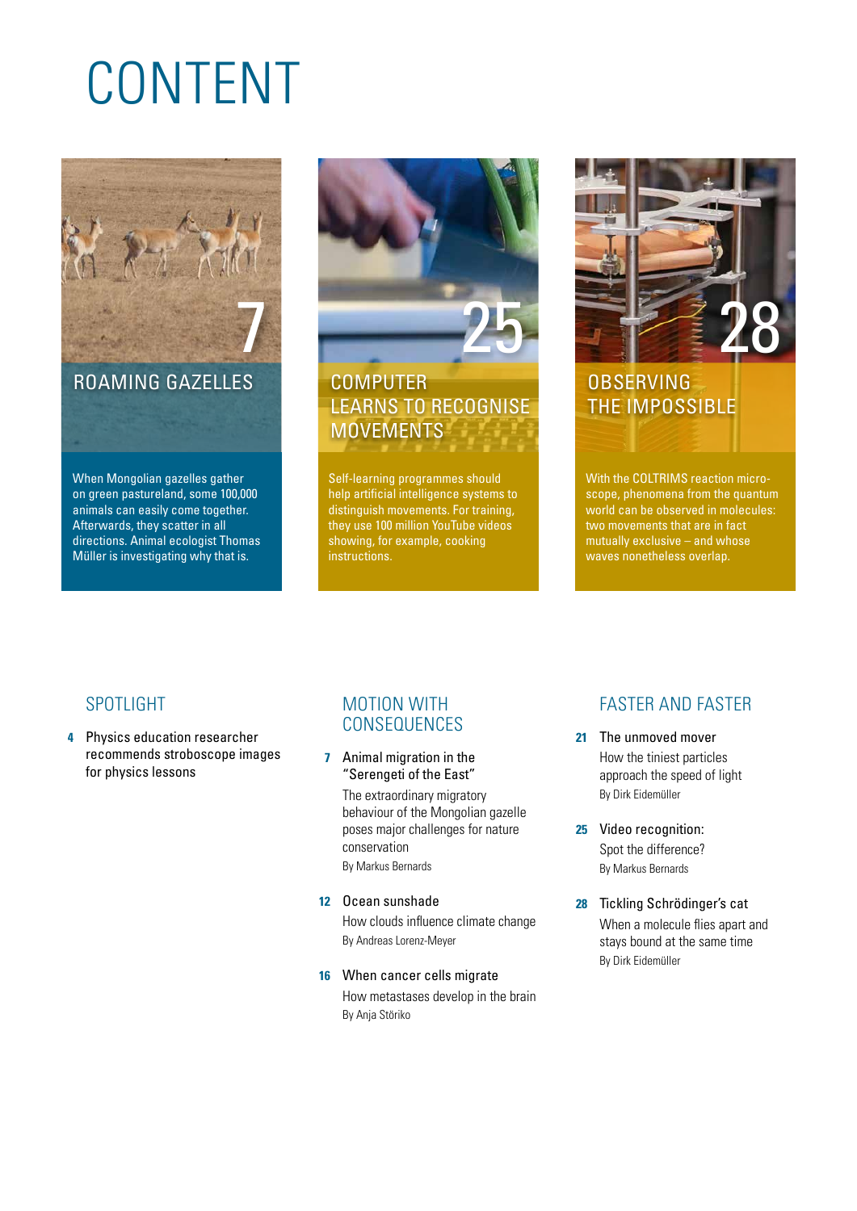# CONTENT

## 7 ROAMING GAZELLES

When Mongolian gazelles gather on green pastureland, some 100,000 animals can easily come together. Afterwards, they scatter in all directions. Animal ecologist Thomas Müller is investigating why that is.

## 25 COMPUTER LEARNS TO RECOGNISE MOVEMENTS

Self-learning programmes should help artificial intelligence systems to distinguish movements. For training, they use 100 million YouTube videos showing, for example, cooking instructions.

## 28 OBSERVING THE IMPOSSIBLE

With the COLTRIMS reaction microscope, phenomena from the quantum world can be observed in molecules: two movements that are in fact mutually exclusive – and whose waves nonetheless overlap.

## SPOTLIGHT

**4** Physics education researcher recommends stroboscope images for physics lessons

## MOTION WITH CONSEQUENCES

**7** Animal migration in the "Serengeti of the East"
The extraordinary migratory behaviour of the Mongolian gazelle poses major challenges for nature conservation
By Markus Bernards

**12** Ocean sunshade
How clouds influence climate change
By Andreas Lorenz-Meyer

**16** When cancer cells migrate
How metastases develop in the brain
By Anja Störiko

## FASTER AND FASTER

**21** The unmoved mover
How the tiniest particles approach the speed of light
By Dirk Eidemüller

**25** Video recognition: Spot the difference?
By Markus Bernards

**28** Tickling Schrödinger's cat
When a molecule flies apart and stays bound at the same time
By Dirk Eidemüller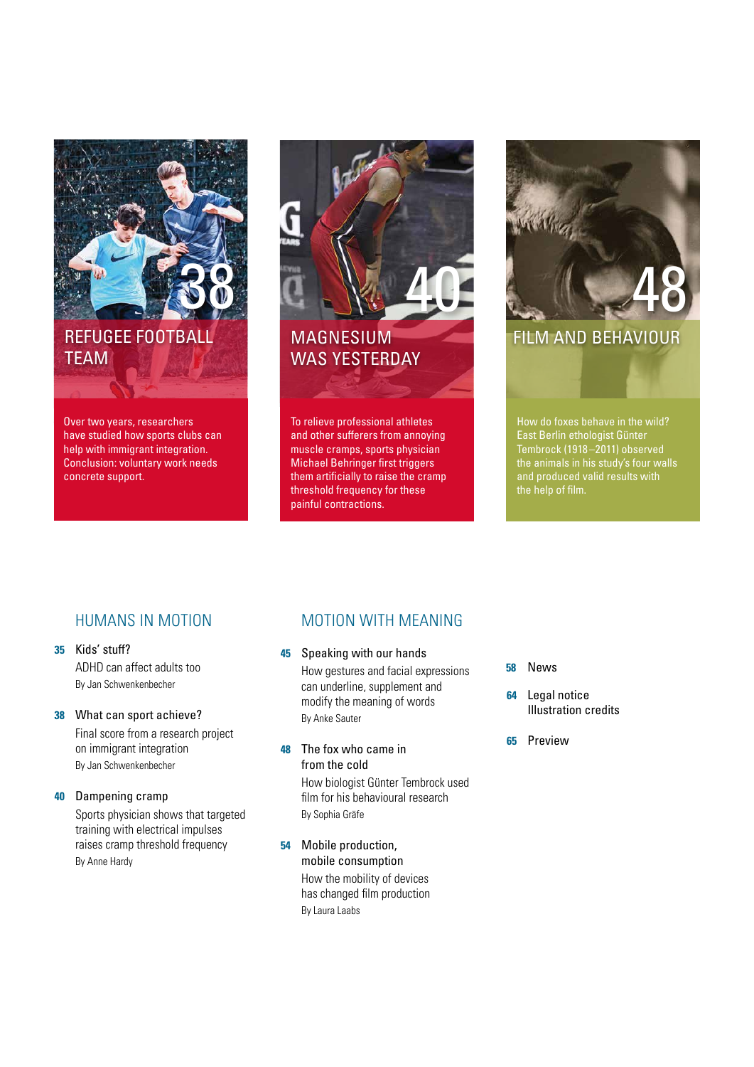## 38 REFUGEE FOOTBALL TEAM

Over two years, researchers have studied how sports clubs can help with immigrant integration. Conclusion: voluntary work needs concrete support.

## 40 MAGNESIUM WAS YESTERDAY

To relieve professional athletes and other sufferers from annoying muscle cramps, sports physician Michael Behringer first triggers them artificially to raise the cramp threshold frequency for these painful contractions.

## 48 FILM AND BEHAVIOUR

How do foxes behave in the wild? East Berlin ethologist Günter Tembrock (1918–2011) observed the animals in his study's four walls and produced valid results with the help of film.

## HUMANS IN MOTION

**35** Kids' stuff?
ADHD can affect adults too
By Jan Schwenkenbecher

**38** What can sport achieve?
Final score from a research project on immigrant integration
By Jan Schwenkenbecher

**40** Dampening cramp
Sports physician shows that targeted training with electrical impulses raises cramp threshold frequency
By Anne Hardy

## MOTION WITH MEANING

**45** Speaking with our hands
How gestures and facial expressions can underline, supplement and modify the meaning of words
By Anke Sauter

**48** The fox who came in from the cold
How biologist Günter Tembrock used film for his behavioural research
By Sophia Gräfe

**54** Mobile production, mobile consumption
How the mobility of devices has changed film production
By Laura Laabs

**58** News

**64** Legal notice
Illustration credits

**65** Preview